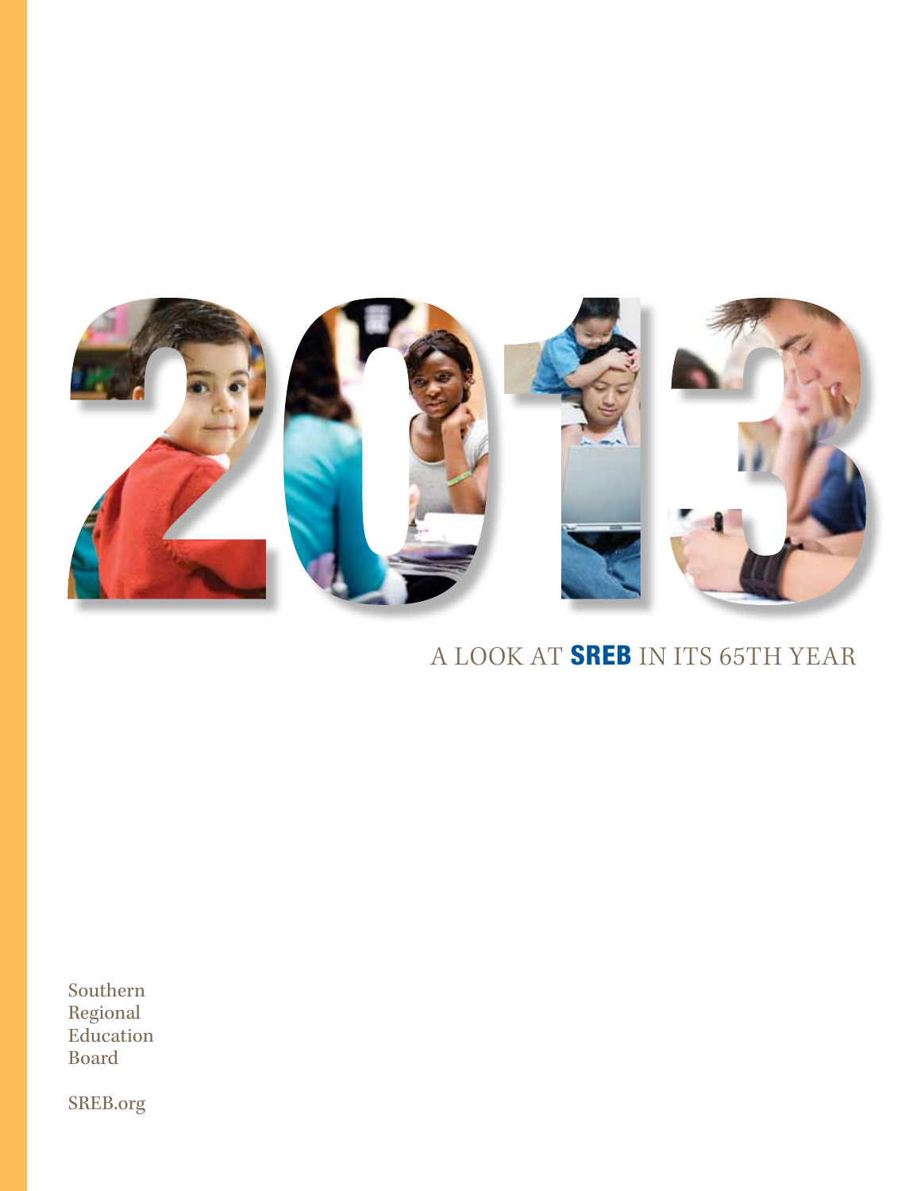# 2013

## A LOOK AT **SREB** IN ITS 65TH YEAR

Southern
Regional
Education
Board

SREB.org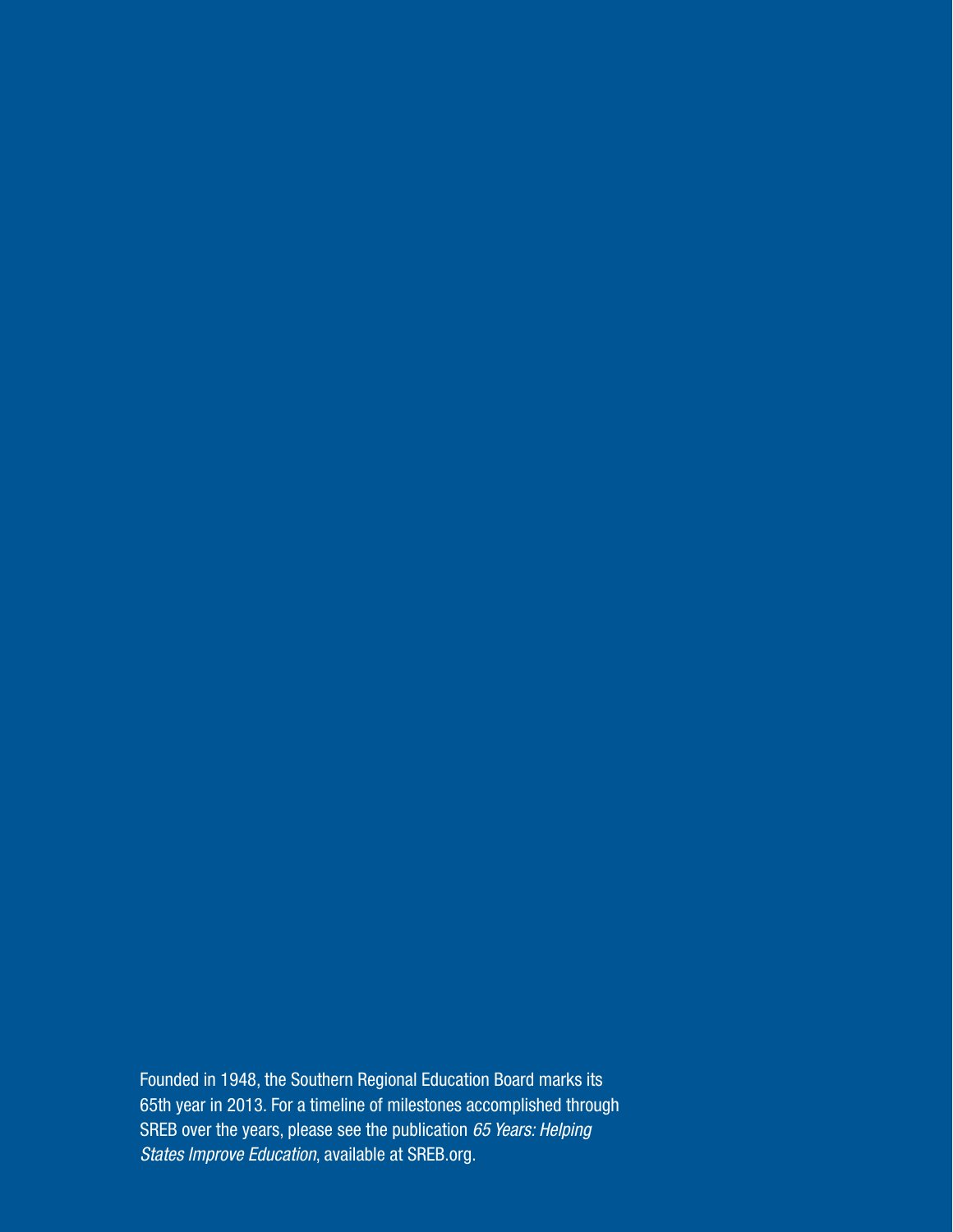Founded in 1948, the Southern Regional Education Board marks its 65th year in 2013. For a timeline of milestones accomplished through SREB over the years, please see the publication *65 Years: Helping States Improve Education*, available at SREB.org.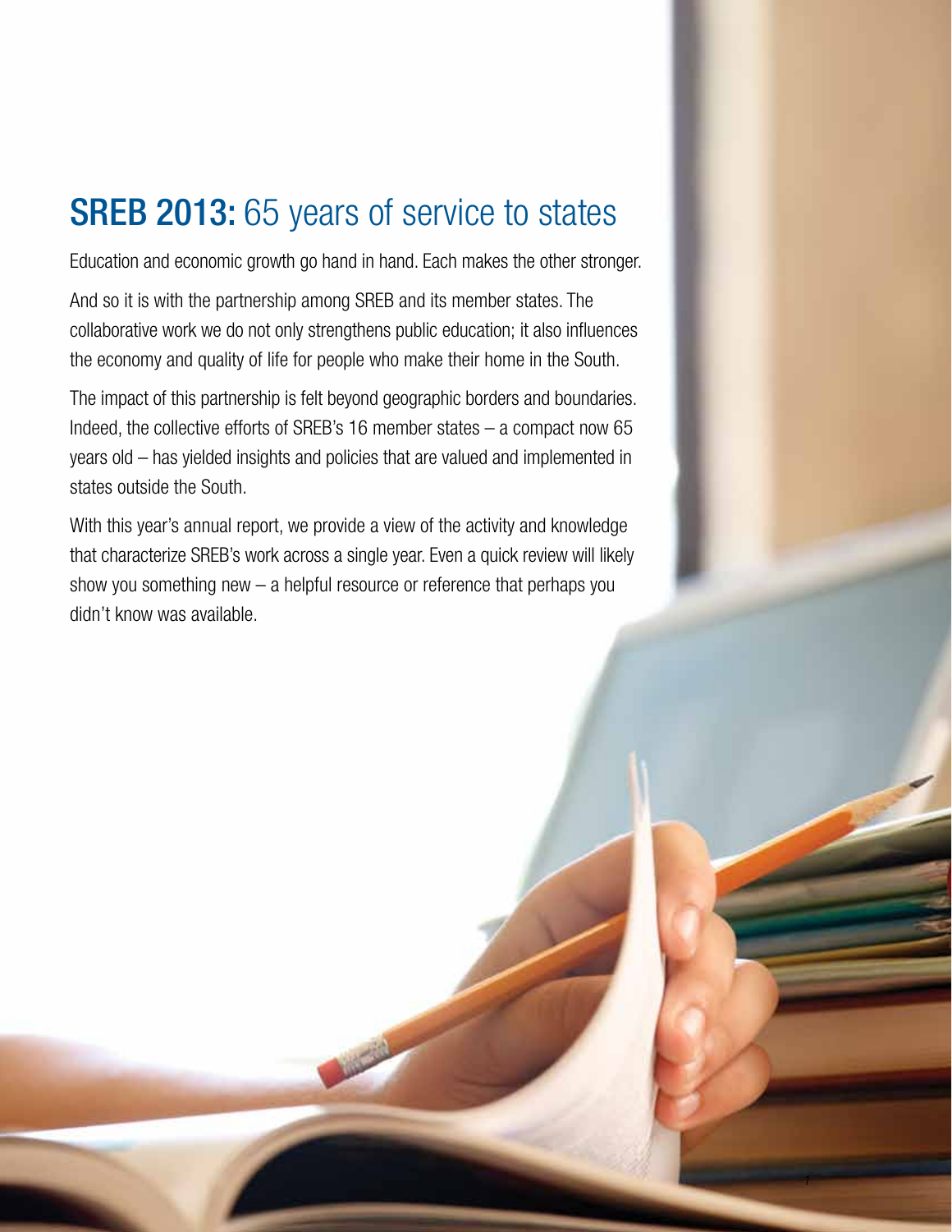# SREB 2013: 65 years of service to states

Education and economic growth go hand in hand. Each makes the other stronger.

And so it is with the partnership among SREB and its member states. The collaborative work we do not only strengthens public education; it also influences the economy and quality of life for people who make their home in the South.

The impact of this partnership is felt beyond geographic borders and boundaries. Indeed, the collective efforts of SREB's 16 member states – a compact now 65 years old – has yielded insights and policies that are valued and implemented in states outside the South.

With this year's annual report, we provide a view of the activity and knowledge that characterize SREB's work across a single year. Even a quick review will likely show you something new – a helpful resource or reference that perhaps you didn't know was available.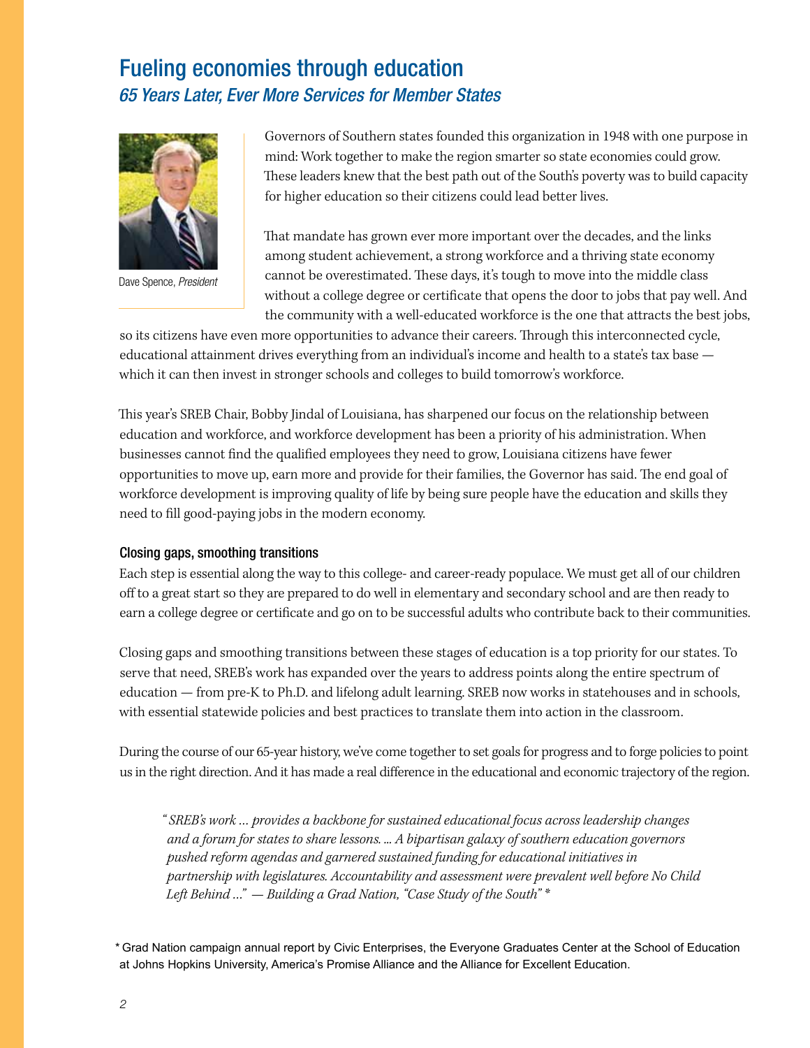# Fueling economies through education

## *65 Years Later, Ever More Services for Member States*

Dave Spence, *President*

Governors of Southern states founded this organization in 1948 with one purpose in mind: Work together to make the region smarter so state economies could grow. These leaders knew that the best path out of the South's poverty was to build capacity for higher education so their citizens could lead better lives.

That mandate has grown ever more important over the decades, and the links among student achievement, a strong workforce and a thriving state economy cannot be overestimated. These days, it's tough to move into the middle class without a college degree or certificate that opens the door to jobs that pay well. And the community with a well-educated workforce is the one that attracts the best jobs, so its citizens have even more opportunities to advance their careers. Through this interconnected cycle, educational attainment drives everything from an individual's income and health to a state's tax base — which it can then invest in stronger schools and colleges to build tomorrow's workforce.

This year's SREB Chair, Bobby Jindal of Louisiana, has sharpened our focus on the relationship between education and workforce, and workforce development has been a priority of his administration. When businesses cannot find the qualified employees they need to grow, Louisiana citizens have fewer opportunities to move up, earn more and provide for their families, the Governor has said. The end goal of workforce development is improving quality of life by being sure people have the education and skills they need to fill good-paying jobs in the modern economy.

### Closing gaps, smoothing transitions

Each step is essential along the way to this college- and career-ready populace. We must get all of our children off to a great start so they are prepared to do well in elementary and secondary school and are then ready to earn a college degree or certificate and go on to be successful adults who contribute back to their communities.

Closing gaps and smoothing transitions between these stages of education is a top priority for our states. To serve that need, SREB's work has expanded over the years to address points along the entire spectrum of education — from pre-K to Ph.D. and lifelong adult learning. SREB now works in statehouses and in schools, with essential statewide policies and best practices to translate them into action in the classroom.

During the course of our 65-year history, we've come together to set goals for progress and to forge policies to point us in the right direction. And it has made a real difference in the educational and economic trajectory of the region.

> *"SREB's work … provides a backbone for sustained educational focus across leadership changes and a forum for states to share lessons. ... A bipartisan galaxy of southern education governors pushed reform agendas and garnered sustained funding for educational initiatives in partnership with legislatures. Accountability and assessment were prevalent well before No Child Left Behind …" — Building a Grad Nation, "Case Study of the South"* *

* Grad Nation campaign annual report by Civic Enterprises, the Everyone Graduates Center at the School of Education at Johns Hopkins University, America's Promise Alliance and the Alliance for Excellent Education.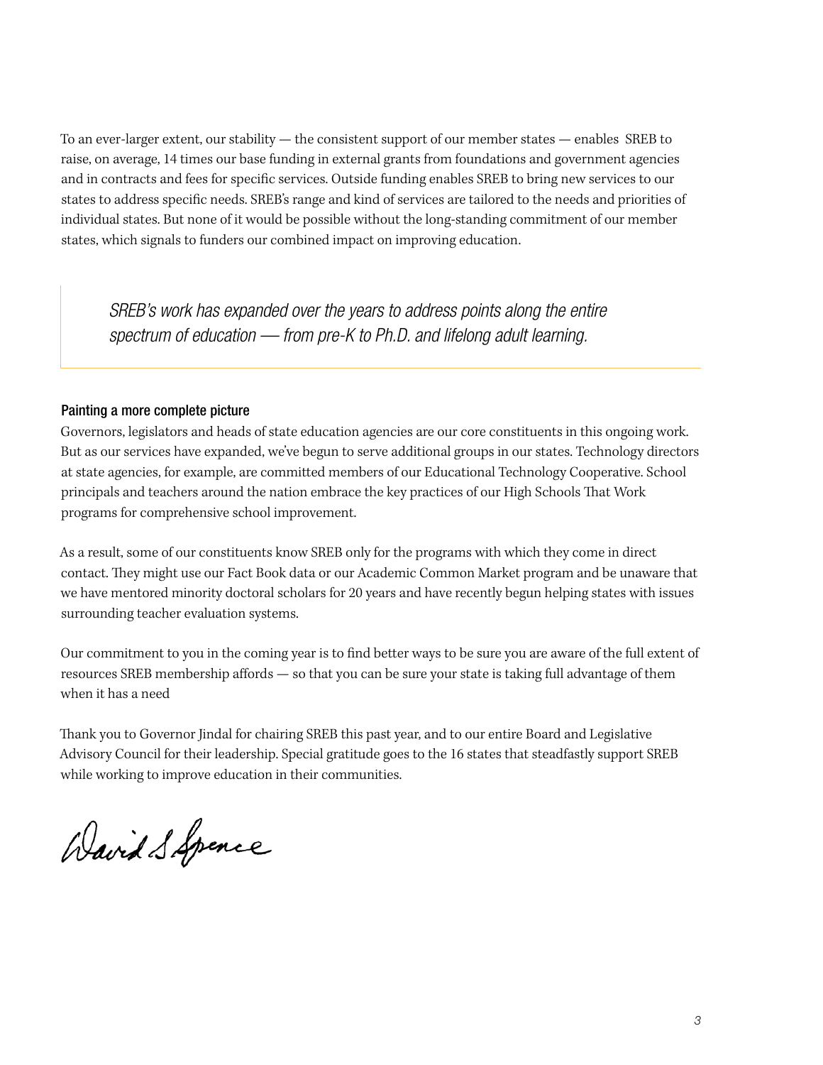To an ever-larger extent, our stability — the consistent support of our member states — enables SREB to raise, on average, 14 times our base funding in external grants from foundations and government agencies and in contracts and fees for specific services. Outside funding enables SREB to bring new services to our states to address specific needs. SREB's range and kind of services are tailored to the needs and priorities of individual states. But none of it would be possible without the long-standing commitment of our member states, which signals to funders our combined impact on improving education.

> *SREB's work has expanded over the years to address points along the entire spectrum of education — from pre-K to Ph.D. and lifelong adult learning.*

#### Painting a more complete picture

Governors, legislators and heads of state education agencies are our core constituents in this ongoing work. But as our services have expanded, we've begun to serve additional groups in our states. Technology directors at state agencies, for example, are committed members of our Educational Technology Cooperative. School principals and teachers around the nation embrace the key practices of our High Schools That Work programs for comprehensive school improvement.

As a result, some of our constituents know SREB only for the programs with which they come in direct contact. They might use our Fact Book data or our Academic Common Market program and be unaware that we have mentored minority doctoral scholars for 20 years and have recently begun helping states with issues surrounding teacher evaluation systems.

Our commitment to you in the coming year is to find better ways to be sure you are aware of the full extent of resources SREB membership affords — so that you can be sure your state is taking full advantage of them when it has a need

Thank you to Governor Jindal for chairing SREB this past year, and to our entire Board and Legislative Advisory Council for their leadership. Special gratitude goes to the 16 states that steadfastly support SREB while working to improve education in their communities.

David S. Spence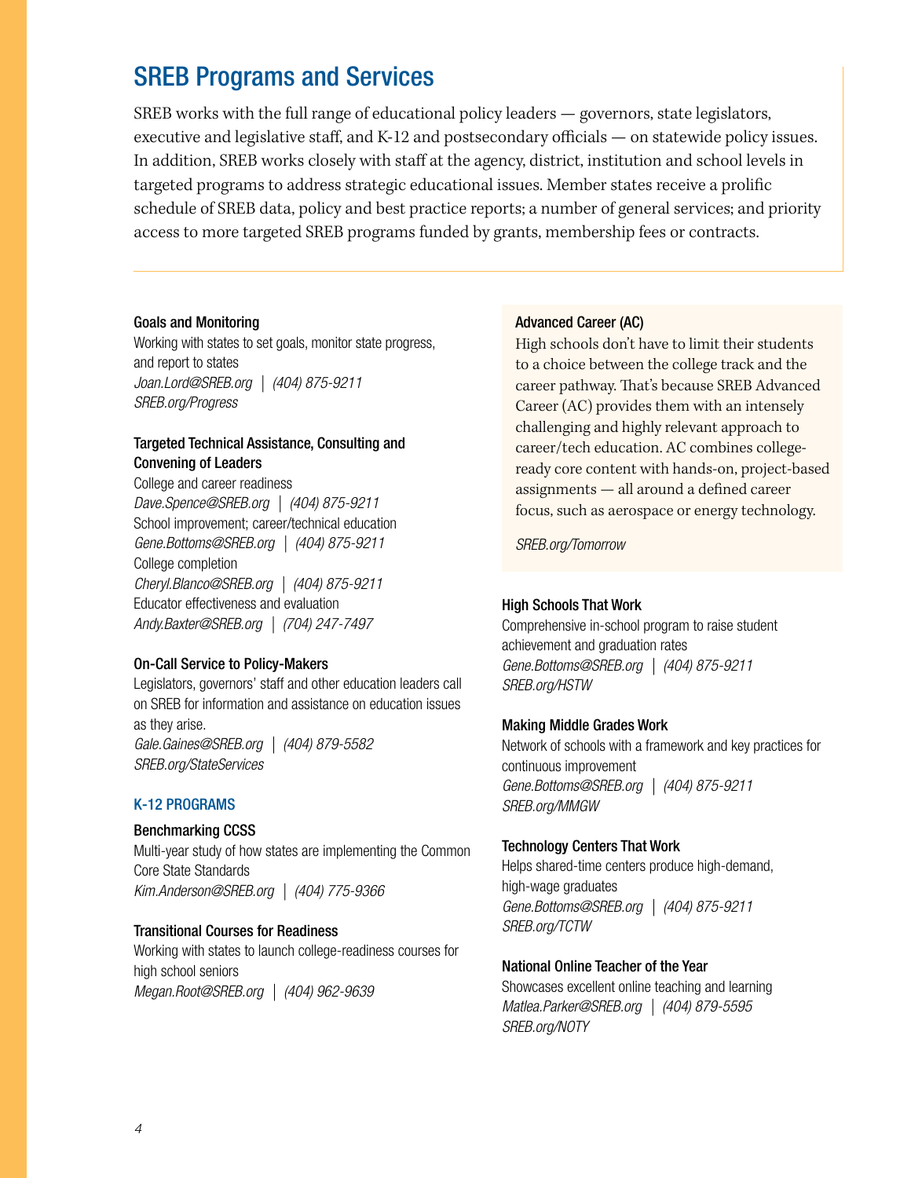## SREB Programs and Services

SREB works with the full range of educational policy leaders — governors, state legislators, executive and legislative staff, and K-12 and postsecondary officials — on statewide policy issues. In addition, SREB works closely with staff at the agency, district, institution and school levels in targeted programs to address strategic educational issues. Member states receive a prolific schedule of SREB data, policy and best practice reports; a number of general services; and priority access to more targeted SREB programs funded by grants, membership fees or contracts.

### Goals and Monitoring

Working with states to set goals, monitor state progress, and report to states
*Joan.Lord@SREB.org | (404) 875-9211*
*SREB.org/Progress*

### Targeted Technical Assistance, Consulting and Convening of Leaders

College and career readiness
*Dave.Spence@SREB.org | (404) 875-9211*
School improvement; career/technical education
*Gene.Bottoms@SREB.org | (404) 875-9211*
College completion
*Cheryl.Blanco@SREB.org | (404) 875-9211*
Educator effectiveness and evaluation
*Andy.Baxter@SREB.org | (704) 247-7497*

### On-Call Service to Policy-Makers

Legislators, governors' staff and other education leaders call on SREB for information and assistance on education issues as they arise.
*Gale.Gaines@SREB.org | (404) 879-5582*
*SREB.org/StateServices*

## K-12 PROGRAMS

### Benchmarking CCSS

Multi-year study of how states are implementing the Common Core State Standards
*Kim.Anderson@SREB.org | (404) 775-9366*

### Transitional Courses for Readiness

Working with states to launch college-readiness courses for high school seniors
*Megan.Root@SREB.org | (404) 962-9639*

### Advanced Career (AC)

High schools don't have to limit their students to a choice between the college track and the career pathway. That's because SREB Advanced Career (AC) provides them with an intensely challenging and highly relevant approach to career/tech education. AC combines college-ready core content with hands-on, project-based assignments — all around a defined career focus, such as aerospace or energy technology.

*SREB.org/Tomorrow*

### High Schools That Work

Comprehensive in-school program to raise student achievement and graduation rates
*Gene.Bottoms@SREB.org | (404) 875-9211*
*SREB.org/HSTW*

### Making Middle Grades Work

Network of schools with a framework and key practices for continuous improvement
*Gene.Bottoms@SREB.org | (404) 875-9211*
*SREB.org/MMGW*

### Technology Centers That Work

Helps shared-time centers produce high-demand, high-wage graduates
*Gene.Bottoms@SREB.org | (404) 875-9211*
*SREB.org/TCTW*

### National Online Teacher of the Year

Showcases excellent online teaching and learning
*Matlea.Parker@SREB.org | (404) 879-5595*
*SREB.org/NOTY*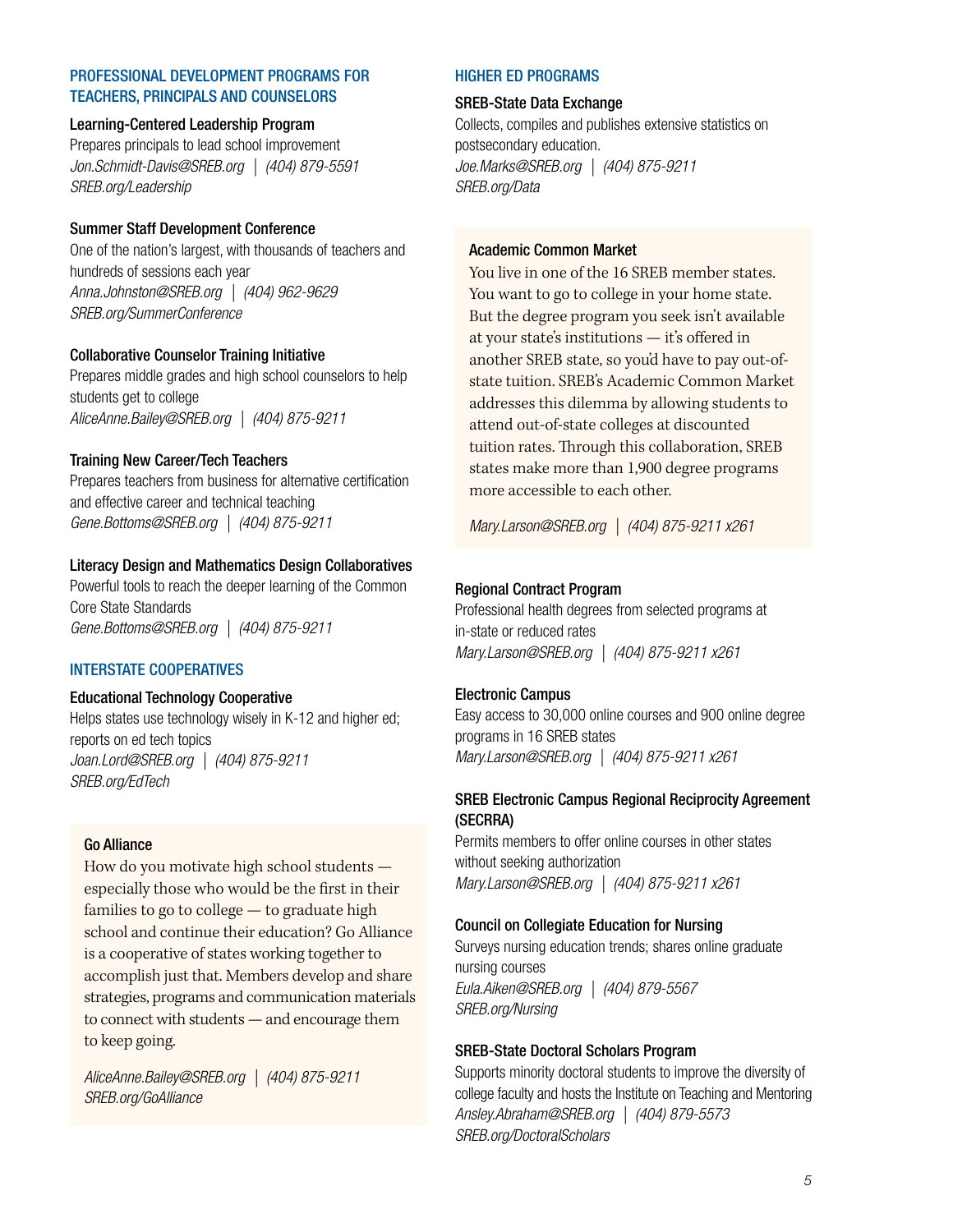## PROFESSIONAL DEVELOPMENT PROGRAMS FOR TEACHERS, PRINCIPALS AND COUNSELORS

### Learning-Centered Leadership Program

Prepares principals to lead school improvement
*Jon.Schmidt-Davis@SREB.org | (404) 879-5591*
*SREB.org/Leadership*

### Summer Staff Development Conference

One of the nation's largest, with thousands of teachers and hundreds of sessions each year
*Anna.Johnston@SREB.org | (404) 962-9629*
*SREB.org/SummerConference*

### Collaborative Counselor Training Initiative

Prepares middle grades and high school counselors to help students get to college
*AliceAnne.Bailey@SREB.org | (404) 875-9211*

### Training New Career/Tech Teachers

Prepares teachers from business for alternative certification and effective career and technical teaching
*Gene.Bottoms@SREB.org | (404) 875-9211*

### Literacy Design and Mathematics Design Collaboratives

Powerful tools to reach the deeper learning of the Common Core State Standards
*Gene.Bottoms@SREB.org | (404) 875-9211*

## INTERSTATE COOPERATIVES

### Educational Technology Cooperative

Helps states use technology wisely in K-12 and higher ed; reports on ed tech topics
*Joan.Lord@SREB.org | (404) 875-9211*
*SREB.org/EdTech*

### Go Alliance

How do you motivate high school students — especially those who would be the first in their families to go to college — to graduate high school and continue their education? Go Alliance is a cooperative of states working together to accomplish just that. Members develop and share strategies, programs and communication materials to connect with students — and encourage them to keep going.

*AliceAnne.Bailey@SREB.org | (404) 875-9211*
*SREB.org/GoAlliance*

## HIGHER ED PROGRAMS

### SREB-State Data Exchange

Collects, compiles and publishes extensive statistics on postsecondary education.
*Joe.Marks@SREB.org | (404) 875-9211*
*SREB.org/Data*

### Academic Common Market

You live in one of the 16 SREB member states. You want to go to college in your home state. But the degree program you seek isn't available at your state's institutions — it's offered in another SREB state, so you'd have to pay out-of-state tuition. SREB's Academic Common Market addresses this dilemma by allowing students to attend out-of-state colleges at discounted tuition rates. Through this collaboration, SREB states make more than 1,900 degree programs more accessible to each other.

*Mary.Larson@SREB.org | (404) 875-9211 x261*

### Regional Contract Program

Professional health degrees from selected programs at in-state or reduced rates
*Mary.Larson@SREB.org | (404) 875-9211 x261*

### Electronic Campus

Easy access to 30,000 online courses and 900 online degree programs in 16 SREB states
*Mary.Larson@SREB.org | (404) 875-9211 x261*

### SREB Electronic Campus Regional Reciprocity Agreement (SECRRA)

Permits members to offer online courses in other states without seeking authorization
*Mary.Larson@SREB.org | (404) 875-9211 x261*

### Council on Collegiate Education for Nursing

Surveys nursing education trends; shares online graduate nursing courses
*Eula.Aiken@SREB.org | (404) 879-5567*
*SREB.org/Nursing*

### SREB-State Doctoral Scholars Program

Supports minority doctoral students to improve the diversity of college faculty and hosts the Institute on Teaching and Mentoring
*Ansley.Abraham@SREB.org | (404) 879-5573*
*SREB.org/DoctoralScholars*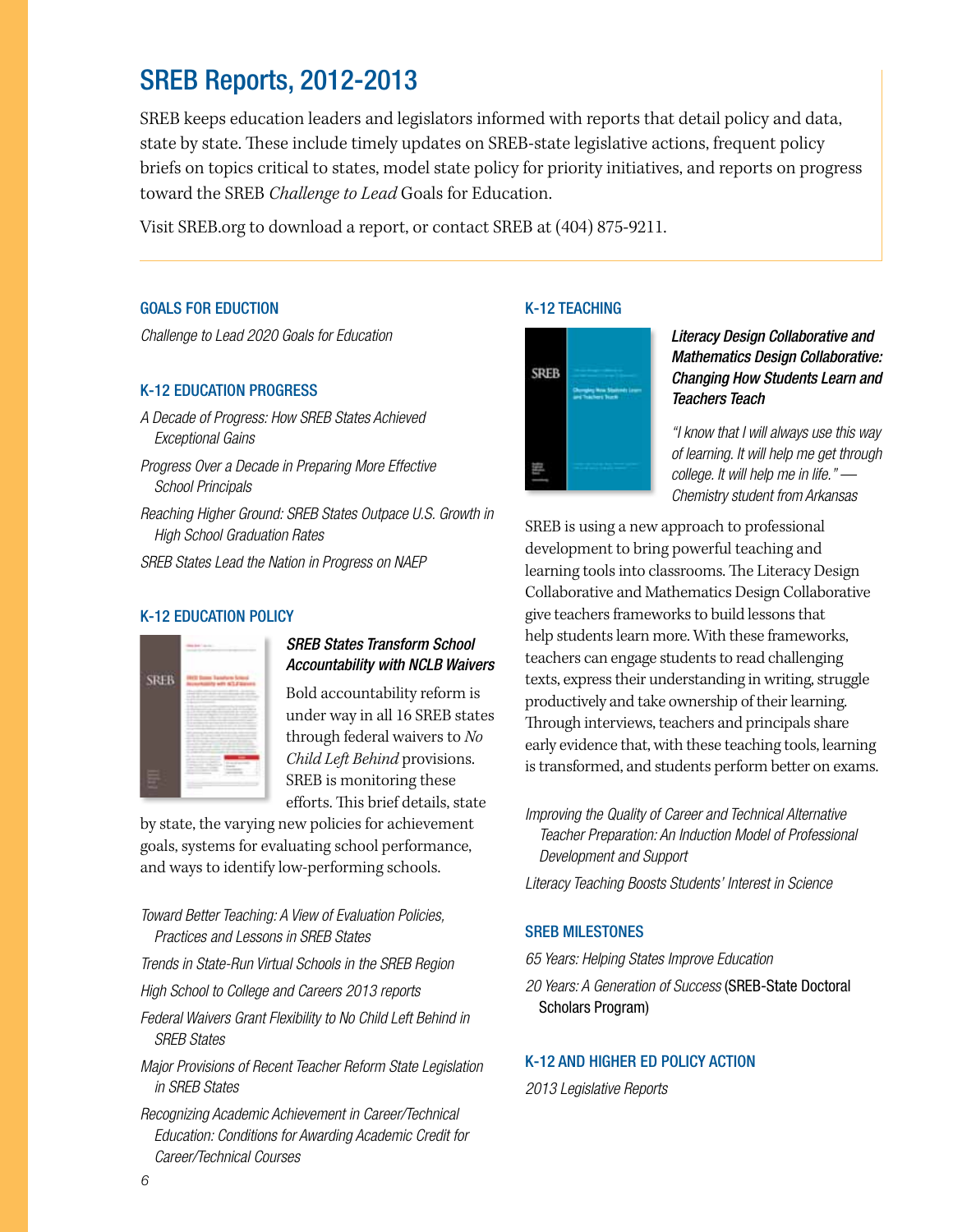# SREB Reports, 2012-2013

SREB keeps education leaders and legislators informed with reports that detail policy and data, state by state. These include timely updates on SREB-state legislative actions, frequent policy briefs on topics critical to states, model state policy for priority initiatives, and reports on progress toward the SREB *Challenge to Lead* Goals for Education.

Visit SREB.org to download a report, or contact SREB at (404) 875-9211.

### GOALS FOR EDUCTION

*Challenge to Lead 2020 Goals for Education*

### K-12 EDUCATION PROGRESS

*A Decade of Progress: How SREB States Achieved Exceptional Gains*

*Progress Over a Decade in Preparing More Effective School Principals*

*Reaching Higher Ground: SREB States Outpace U.S. Growth in High School Graduation Rates*

*SREB States Lead the Nation in Progress on NAEP*

### K-12 EDUCATION POLICY

***SREB States Transform School Accountability with NCLB Waivers***

Bold accountability reform is under way in all 16 SREB states through federal waivers to *No Child Left Behind* provisions. SREB is monitoring these efforts. This brief details, state by state, the varying new policies for achievement goals, systems for evaluating school performance, and ways to identify low-performing schools.

*Toward Better Teaching: A View of Evaluation Policies, Practices and Lessons in SREB States*

*Trends in State-Run Virtual Schools in the SREB Region*

*High School to College and Careers 2013 reports*

*Federal Waivers Grant Flexibility to No Child Left Behind in SREB States*

*Major Provisions of Recent Teacher Reform State Legislation in SREB States*

*Recognizing Academic Achievement in Career/Technical Education: Conditions for Awarding Academic Credit for Career/Technical Courses*

### K-12 TEACHING

***Literacy Design Collaborative and Mathematics Design Collaborative: Changing How Students Learn and Teachers Teach***

*"I know that I will always use this way of learning. It will help me get through college. It will help me in life." — Chemistry student from Arkansas*

SREB is using a new approach to professional development to bring powerful teaching and learning tools into classrooms. The Literacy Design Collaborative and Mathematics Design Collaborative give teachers frameworks to build lessons that help students learn more. With these frameworks, teachers can engage students to read challenging texts, express their understanding in writing, struggle productively and take ownership of their learning. Through interviews, teachers and principals share early evidence that, with these teaching tools, learning is transformed, and students perform better on exams.

*Improving the Quality of Career and Technical Alternative Teacher Preparation: An Induction Model of Professional Development and Support*

*Literacy Teaching Boosts Students' Interest in Science*

### SREB MILESTONES

*65 Years: Helping States Improve Education*

*20 Years: A Generation of Success* (SREB-State Doctoral Scholars Program)

### K-12 AND HIGHER ED POLICY ACTION

*2013 Legislative Reports*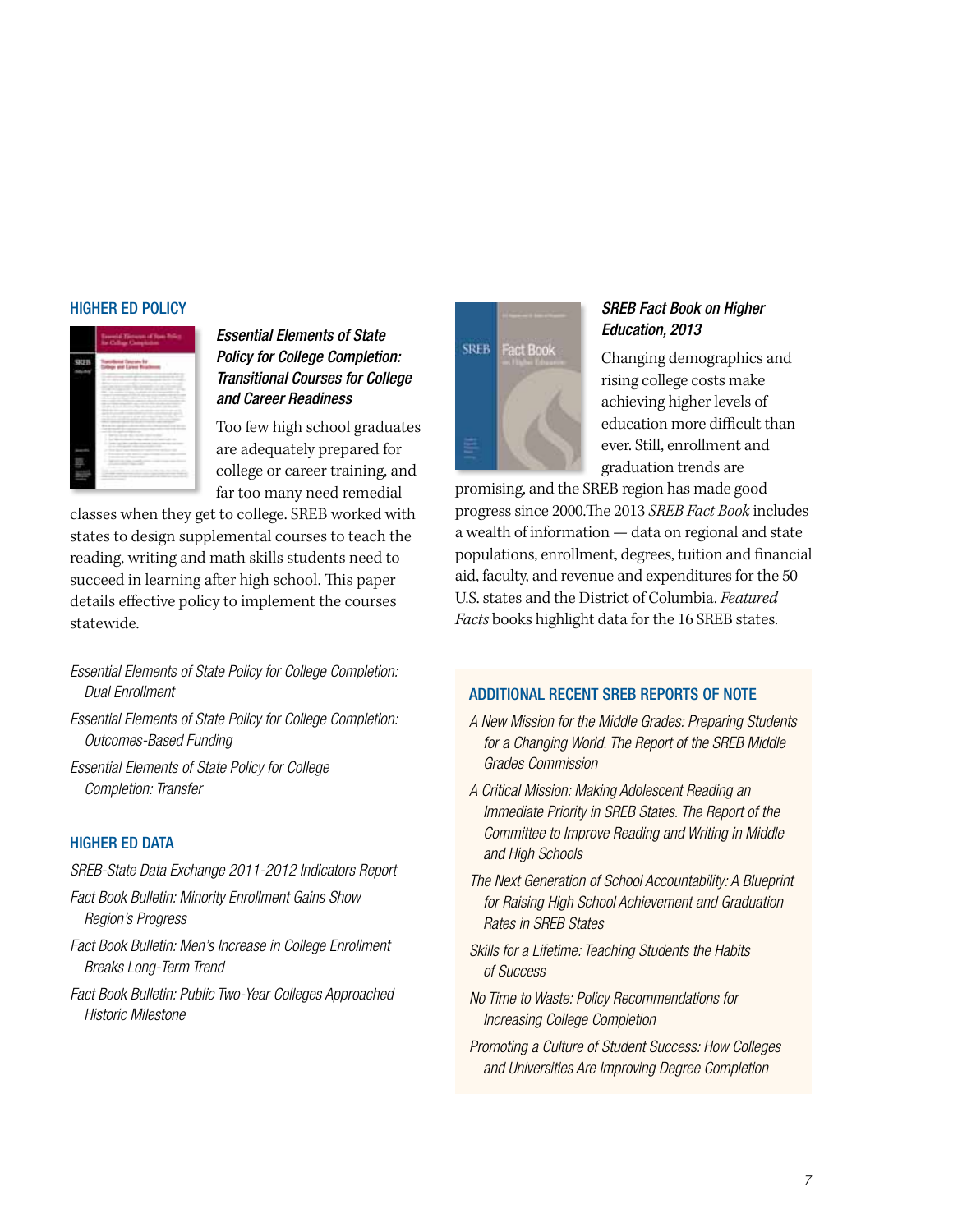## HIGHER ED POLICY

### *Essential Elements of State Policy for College Completion: Transitional Courses for College and Career Readiness*

Too few high school graduates are adequately prepared for college or career training, and far too many need remedial classes when they get to college. SREB worked with states to design supplemental courses to teach the reading, writing and math skills students need to succeed in learning after high school. This paper details effective policy to implement the courses statewide.

*Essential Elements of State Policy for College Completion: Dual Enrollment*

*Essential Elements of State Policy for College Completion: Outcomes-Based Funding*

*Essential Elements of State Policy for College Completion: Transfer*

## HIGHER ED DATA

*SREB-State Data Exchange 2011-2012 Indicators Report*

*Fact Book Bulletin: Minority Enrollment Gains Show Region's Progress*

*Fact Book Bulletin: Men's Increase in College Enrollment Breaks Long-Term Trend*

*Fact Book Bulletin: Public Two-Year Colleges Approached Historic Milestone*

### *SREB Fact Book on Higher Education, 2013*

Changing demographics and rising college costs make achieving higher levels of education more difficult than ever. Still, enrollment and graduation trends are promising, and the SREB region has made good progress since 2000.The 2013 *SREB Fact Book* includes a wealth of information — data on regional and state populations, enrollment, degrees, tuition and financial aid, faculty, and revenue and expenditures for the 50 U.S. states and the District of Columbia. *Featured Facts* books highlight data for the 16 SREB states.

## ADDITIONAL RECENT SREB REPORTS OF NOTE

*A New Mission for the Middle Grades: Preparing Students for a Changing World. The Report of the SREB Middle Grades Commission*

*A Critical Mission: Making Adolescent Reading an Immediate Priority in SREB States. The Report of the Committee to Improve Reading and Writing in Middle and High Schools*

*The Next Generation of School Accountability: A Blueprint for Raising High School Achievement and Graduation Rates in SREB States*

*Skills for a Lifetime: Teaching Students the Habits of Success*

*No Time to Waste: Policy Recommendations for Increasing College Completion*

*Promoting a Culture of Student Success: How Colleges and Universities Are Improving Degree Completion*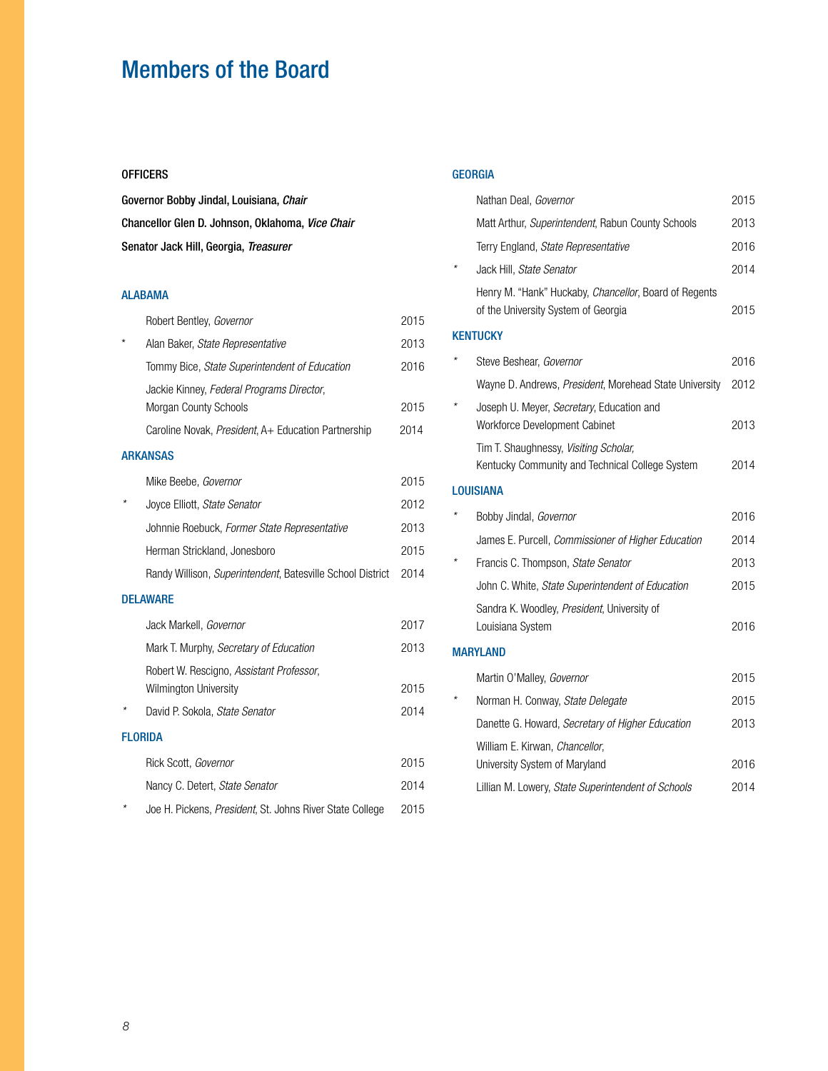# Members of the Board

**OFFICERS**

**Governor Bobby Jindal, Louisiana, *Chair***

**Chancellor Glen D. Johnson, Oklahoma, *Vice Chair***

**Senator Jack Hill, Georgia, *Treasurer***

## ALABAMA

| | Name | Term |
|---|---|---|
| | Robert Bentley, *Governor* | 2015 |
| * | Alan Baker, *State Representative* | 2013 |
| | Tommy Bice, *State Superintendent of Education* | 2016 |
| | Jackie Kinney, *Federal Programs Director*, Morgan County Schools | 2015 |
| | Caroline Novak, *President*, A+ Education Partnership | 2014 |

## ARKANSAS

| | Name | Term |
|---|---|---|
| | Mike Beebe, *Governor* | 2015 |
| * | Joyce Elliott, *State Senator* | 2012 |
| | Johnnie Roebuck, *Former State Representative* | 2013 |
| | Herman Strickland, Jonesboro | 2015 |
| | Randy Willison, *Superintendent*, Batesville School District | 2014 |

## DELAWARE

| | Name | Term |
|---|---|---|
| | Jack Markell, *Governor* | 2017 |
| | Mark T. Murphy, *Secretary of Education* | 2013 |
| | Robert W. Rescigno, *Assistant Professor*, Wilmington University | 2015 |
| * | David P. Sokola, *State Senator* | 2014 |

## FLORIDA

| | Name | Term |
|---|---|---|
| | Rick Scott, *Governor* | 2015 |
| | Nancy C. Detert, *State Senator* | 2014 |
| * | Joe H. Pickens, *President*, St. Johns River State College | 2015 |

## GEORGIA

| | Name | Term |
|---|---|---|
| | Nathan Deal, *Governor* | 2015 |
| | Matt Arthur, *Superintendent*, Rabun County Schools | 2013 |
| | Terry England, *State Representative* | 2016 |
| * | Jack Hill, *State Senator* | 2014 |
| | Henry M. "Hank" Huckaby, *Chancellor*, Board of Regents of the University System of Georgia | 2015 |

## KENTUCKY

| | Name | Term |
|---|---|---|
| * | Steve Beshear, *Governor* | 2016 |
| | Wayne D. Andrews, *President*, Morehead State University | 2012 |
| * | Joseph U. Meyer, *Secretary*, Education and Workforce Development Cabinet | 2013 |
| | Tim T. Shaughnessy, *Visiting Scholar,* Kentucky Community and Technical College System | 2014 |

## LOUISIANA

| | Name | Term |
|---|---|---|
| * | Bobby Jindal, *Governor* | 2016 |
| | James E. Purcell, *Commissioner of Higher Education* | 2014 |
| * | Francis C. Thompson, *State Senator* | 2013 |
| | John C. White, *State Superintendent of Education* | 2015 |
| | Sandra K. Woodley, *President*, University of Louisiana System | 2016 |

## MARYLAND

| | Name | Term |
|---|---|---|
| | Martin O'Malley, *Governor* | 2015 |
| * | Norman H. Conway, *State Delegate* | 2015 |
| | Danette G. Howard, *Secretary of Higher Education* | 2013 |
| | William E. Kirwan, *Chancellor*, University System of Maryland | 2016 |
| | Lillian M. Lowery, *State Superintendent of Schools* | 2014 |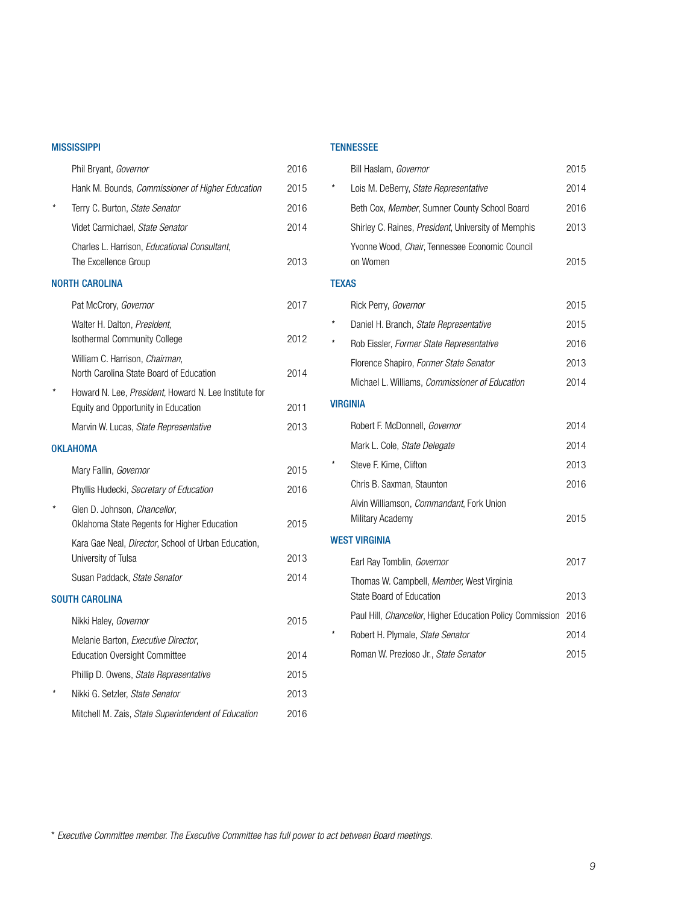## MISSISSIPPI

| | Name | Year |
|---|---|---|
| | Phil Bryant, *Governor* | 2016 |
| | Hank M. Bounds, *Commissioner of Higher Education* | 2015 |
| * | Terry C. Burton, *State Senator* | 2016 |
| | Videt Carmichael, *State Senator* | 2014 |
| | Charles L. Harrison, *Educational Consultant*, The Excellence Group | 2013 |

## NORTH CAROLINA

| | Name | Year |
|---|---|---|
| | Pat McCrory, *Governor* | 2017 |
| | Walter H. Dalton, *President*, Isothermal Community College | 2012 |
| | William C. Harrison, *Chairman*, North Carolina State Board of Education | 2014 |
| * | Howard N. Lee, *President*, Howard N. Lee Institute for Equity and Opportunity in Education | 2011 |
| | Marvin W. Lucas, *State Representative* | 2013 |

## OKLAHOMA

| | Name | Year |
|---|---|---|
| | Mary Fallin, *Governor* | 2015 |
| | Phyllis Hudecki, *Secretary of Education* | 2016 |
| * | Glen D. Johnson, *Chancellor*, Oklahoma State Regents for Higher Education | 2015 |
| | Kara Gae Neal, *Director*, School of Urban Education, University of Tulsa | 2013 |
| | Susan Paddack, *State Senator* | 2014 |

## SOUTH CAROLINA

| | Name | Year |
|---|---|---|
| | Nikki Haley, *Governor* | 2015 |
| | Melanie Barton, *Executive Director*, Education Oversight Committee | 2014 |
| | Phillip D. Owens, *State Representative* | 2015 |
| * | Nikki G. Setzler, *State Senator* | 2013 |
| | Mitchell M. Zais, *State Superintendent of Education* | 2016 |

## TENNESSEE

| | Name | Year |
|---|---|---|
| | Bill Haslam, *Governor* | 2015 |
| * | Lois M. DeBerry, *State Representative* | 2014 |
| | Beth Cox, *Member*, Sumner County School Board | 2016 |
| | Shirley C. Raines, *President*, University of Memphis | 2013 |
| | Yvonne Wood, *Chair*, Tennessee Economic Council on Women | 2015 |

## TEXAS

| | Name | Year |
|---|---|---|
| | Rick Perry, *Governor* | 2015 |
| * | Daniel H. Branch, *State Representative* | 2015 |
| * | Rob Eissler, *Former State Representative* | 2016 |
| | Florence Shapiro, *Former State Senator* | 2013 |
| | Michael L. Williams, *Commissioner of Education* | 2014 |

## VIRGINIA

| | Name | Year |
|---|---|---|
| | Robert F. McDonnell, *Governor* | 2014 |
| | Mark L. Cole, *State Delegate* | 2014 |
| * | Steve F. Kime, Clifton | 2013 |
| | Chris B. Saxman, Staunton | 2016 |
| | Alvin Williamson, *Commandant*, Fork Union Military Academy | 2015 |

## WEST VIRGINIA

| | Name | Year |
|---|---|---|
| | Earl Ray Tomblin, *Governor* | 2017 |
| | Thomas W. Campbell, *Member*, West Virginia State Board of Education | 2013 |
| | Paul Hill, *Chancellor*, Higher Education Policy Commission | 2016 |
| * | Robert H. Plymale, *State Senator* | 2014 |
| | Roman W. Prezioso Jr., *State Senator* | 2015 |

* *Executive Committee member. The Executive Committee has full power to act between Board meetings.*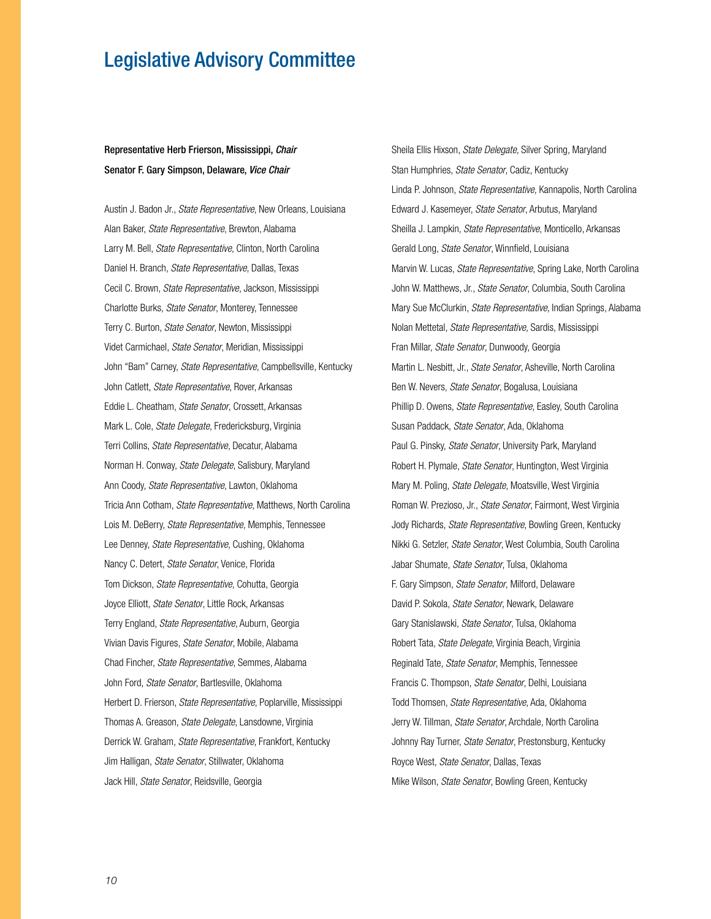# Legislative Advisory Committee

**Representative Herb Frierson, Mississippi, *Chair***
**Senator F. Gary Simpson, Delaware, *Vice Chair***

Austin J. Badon Jr., *State Representative*, New Orleans, Louisiana
Alan Baker, *State Representative*, Brewton, Alabama
Larry M. Bell, *State Representative*, Clinton, North Carolina
Daniel H. Branch, *State Representative*, Dallas, Texas
Cecil C. Brown, *State Representative*, Jackson, Mississippi
Charlotte Burks, *State Senator*, Monterey, Tennessee
Terry C. Burton, *State Senator*, Newton, Mississippi
Videt Carmichael, *State Senator*, Meridian, Mississippi
John “Bam” Carney, *State Representative*, Campbellsville, Kentucky
John Catlett, *State Representative*, Rover, Arkansas
Eddie L. Cheatham, *State Senator*, Crossett, Arkansas
Mark L. Cole, *State Delegate*, Fredericksburg, Virginia
Terri Collins, *State Representative*, Decatur, Alabama
Norman H. Conway, *State Delegate*, Salisbury, Maryland
Ann Coody, *State Representative*, Lawton, Oklahoma
Tricia Ann Cotham, *State Representative*, Matthews, North Carolina
Lois M. DeBerry, *State Representative*, Memphis, Tennessee
Lee Denney, *State Representative*, Cushing, Oklahoma
Nancy C. Detert, *State Senator*, Venice, Florida
Tom Dickson, *State Representative*, Cohutta, Georgia
Joyce Elliott, *State Senator*, Little Rock, Arkansas
Terry England, *State Representative*, Auburn, Georgia
Vivian Davis Figures, *State Senator*, Mobile, Alabama
Chad Fincher, *State Representative*, Semmes, Alabama
John Ford, *State Senator*, Bartlesville, Oklahoma
Herbert D. Frierson, *State Representative*, Poplarville, Mississippi
Thomas A. Greason, *State Delegate*, Lansdowne, Virginia
Derrick W. Graham, *State Representative*, Frankfort, Kentucky
Jim Halligan, *State Senator*, Stillwater, Oklahoma
Jack Hill, *State Senator*, Reidsville, Georgia
Sheila Ellis Hixson, *State Delegate*, Silver Spring, Maryland
Stan Humphries, *State Senator*, Cadiz, Kentucky
Linda P. Johnson, *State Representative*, Kannapolis, North Carolina
Edward J. Kasemeyer, *State Senator*, Arbutus, Maryland
Sheilla J. Lampkin, *State Representative*, Monticello, Arkansas
Gerald Long, *State Senator*, Winnfield, Louisiana
Marvin W. Lucas, *State Representative*, Spring Lake, North Carolina
John W. Matthews, Jr., *State Senator*, Columbia, South Carolina
Mary Sue McClurkin, *State Representative*, Indian Springs, Alabama
Nolan Mettetal, *State Representative*, Sardis, Mississippi
Fran Millar, *State Senator*, Dunwoody, Georgia
Martin L. Nesbitt, Jr., *State Senator*, Asheville, North Carolina
Ben W. Nevers, *State Senator*, Bogalusa, Louisiana
Phillip D. Owens, *State Representative*, Easley, South Carolina
Susan Paddack, *State Senator*, Ada, Oklahoma
Paul G. Pinsky, *State Senator*, University Park, Maryland
Robert H. Plymale, *State Senator*, Huntington, West Virginia
Mary M. Poling, *State Delegate*, Moatsville, West Virginia
Roman W. Prezioso, Jr., *State Senator*, Fairmont, West Virginia
Jody Richards, *State Representative*, Bowling Green, Kentucky
Nikki G. Setzler, *State Senator*, West Columbia, South Carolina
Jabar Shumate, *State Senator*, Tulsa, Oklahoma
F. Gary Simpson, *State Senator*, Milford, Delaware
David P. Sokola, *State Senator*, Newark, Delaware
Gary Stanislawski, *State Senator*, Tulsa, Oklahoma
Robert Tata, *State Delegate*, Virginia Beach, Virginia
Reginald Tate, *State Senator*, Memphis, Tennessee
Francis C. Thompson, *State Senator*, Delhi, Louisiana
Todd Thomsen, *State Representative*, Ada, Oklahoma
Jerry W. Tillman, *State Senator*, Archdale, North Carolina
Johnny Ray Turner, *State Senator*, Prestonsburg, Kentucky
Royce West, *State Senator*, Dallas, Texas
Mike Wilson, *State Senator*, Bowling Green, Kentucky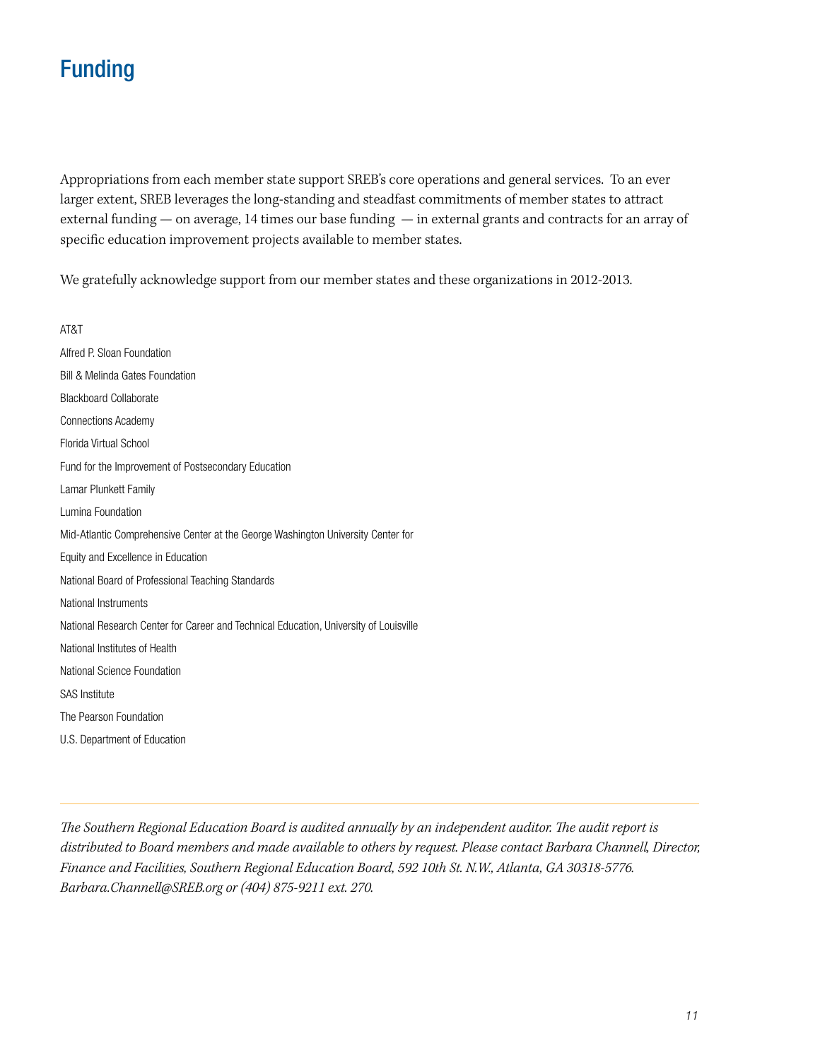# Funding

Appropriations from each member state support SREB's core operations and general services. To an ever larger extent, SREB leverages the long-standing and steadfast commitments of member states to attract external funding — on average, 14 times our base funding — in external grants and contracts for an array of specific education improvement projects available to member states.

We gratefully acknowledge support from our member states and these organizations in 2012-2013.

AT&T

Alfred P. Sloan Foundation

Bill & Melinda Gates Foundation

Blackboard Collaborate

Connections Academy

Florida Virtual School

Fund for the Improvement of Postsecondary Education

Lamar Plunkett Family

Lumina Foundation

Mid-Atlantic Comprehensive Center at the George Washington University Center for Equity and Excellence in Education

National Board of Professional Teaching Standards

National Instruments

National Research Center for Career and Technical Education, University of Louisville

National Institutes of Health

National Science Foundation

SAS Institute

The Pearson Foundation

U.S. Department of Education

---

*The Southern Regional Education Board is audited annually by an independent auditor. The audit report is distributed to Board members and made available to others by request. Please contact Barbara Channell, Director, Finance and Facilities, Southern Regional Education Board, 592 10th St. N.W., Atlanta, GA 30318-5776. Barbara.Channell@SREB.org or (404) 875-9211 ext. 270.*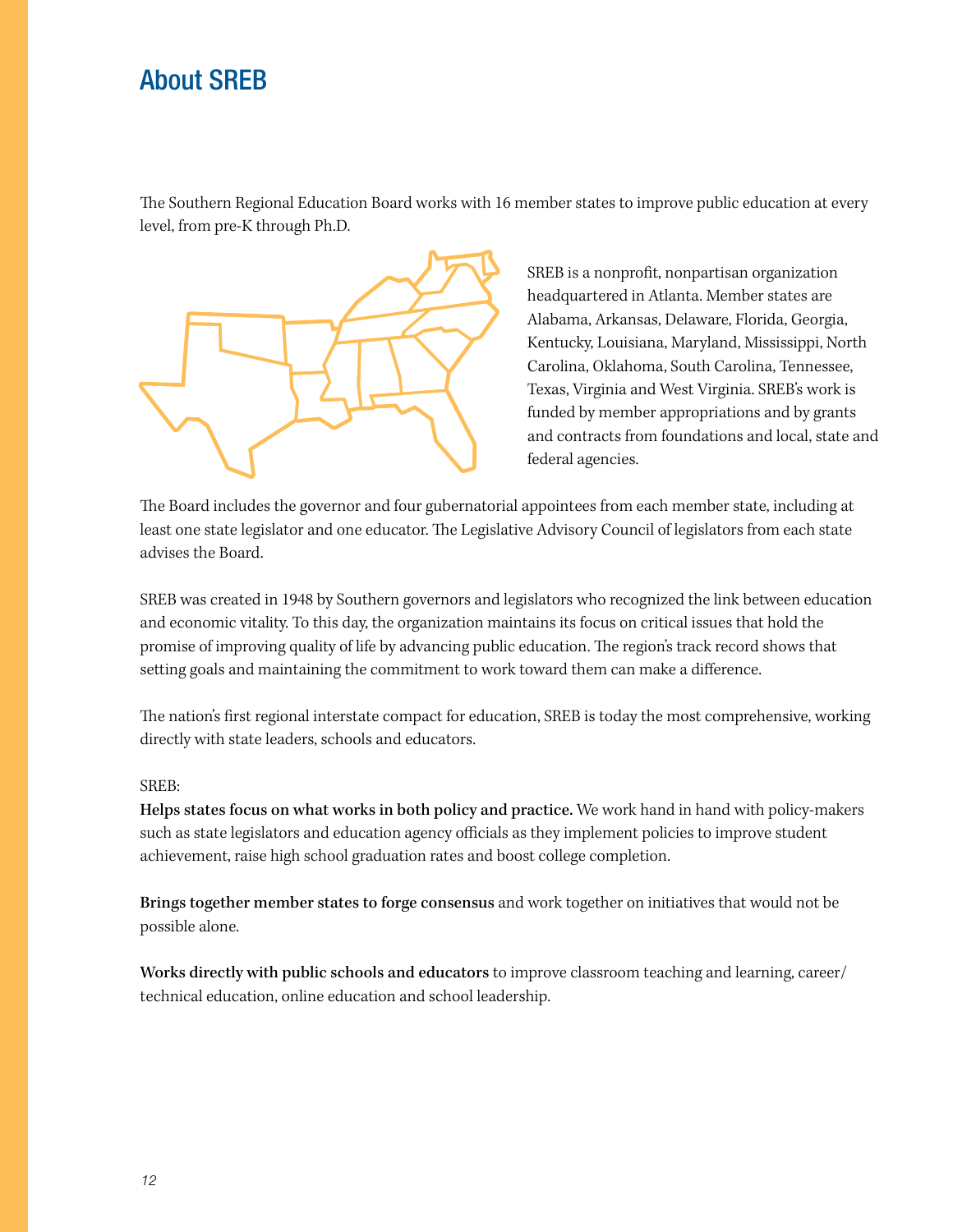## About SREB

The Southern Regional Education Board works with 16 member states to improve public education at every level, from pre-K through Ph.D.

SREB is a nonprofit, nonpartisan organization headquartered in Atlanta. Member states are Alabama, Arkansas, Delaware, Florida, Georgia, Kentucky, Louisiana, Maryland, Mississippi, North Carolina, Oklahoma, South Carolina, Tennessee, Texas, Virginia and West Virginia. SREB's work is funded by member appropriations and by grants and contracts from foundations and local, state and federal agencies.

The Board includes the governor and four gubernatorial appointees from each member state, including at least one state legislator and one educator. The Legislative Advisory Council of legislators from each state advises the Board.

SREB was created in 1948 by Southern governors and legislators who recognized the link between education and economic vitality. To this day, the organization maintains its focus on critical issues that hold the promise of improving quality of life by advancing public education. The region's track record shows that setting goals and maintaining the commitment to work toward them can make a difference.

The nation's first regional interstate compact for education, SREB is today the most comprehensive, working directly with state leaders, schools and educators.

SREB:

**Helps states focus on what works in both policy and practice.** We work hand in hand with policy-makers such as state legislators and education agency officials as they implement policies to improve student achievement, raise high school graduation rates and boost college completion.

**Brings together member states to forge consensus** and work together on initiatives that would not be possible alone.

**Works directly with public schools and educators** to improve classroom teaching and learning, career/technical education, online education and school leadership.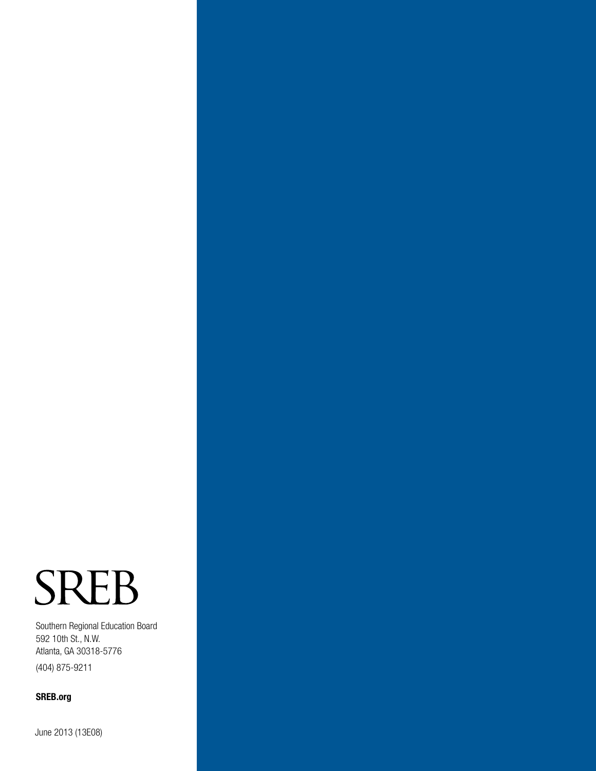# SREB

Southern Regional Education Board
592 10th St., N.W.
Atlanta, GA 30318-5776
(404) 875-9211

**SREB.org**

June 2013 (13E08)